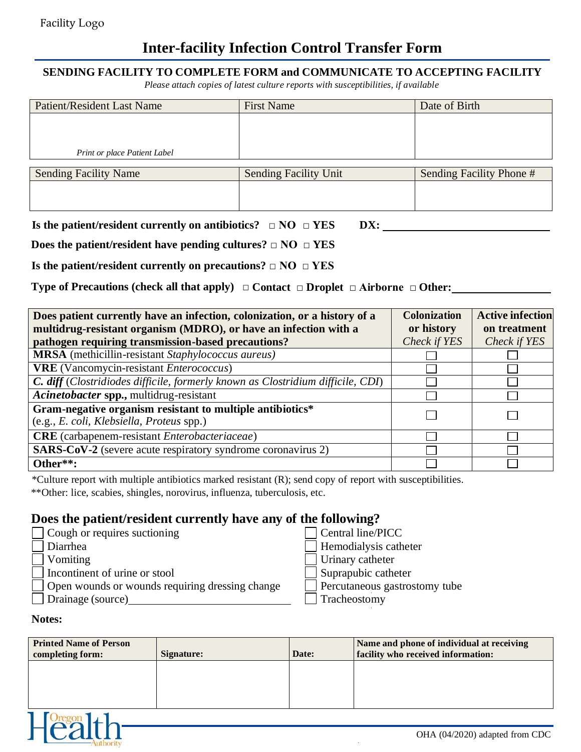Facility Logo

# Inter-facility Infection Control Transfer Form

**SENDING FACILITY TO COMPLETE FORM and COMMUNICATE TO ACCEPTING FACILITY**

*Please attach copies of latest culture reports with susceptibilities, if available*

| Patient/Resident Last Name | First Name | Date of Birth |
|---|---|---|
| *Print or place Patient Label* | | |

| Sending Facility Name | Sending Facility Unit | Sending Facility Phone # |
|---|---|---|
| | | |

**Is the patient/resident currently on antibiotics?** □ **NO** □ **YES** **DX:** ______________________________

**Does the patient/resident have pending cultures?** □ **NO** □ **YES**

**Is the patient/resident currently on precautions?** □ **NO** □ **YES**

**Type of Precautions (check all that apply)** □ **Contact** □ **Droplet** □ **Airborne** □ **Other:** ________________

| **Does patient currently have an infection, colonization, or a history of a multidrug-resistant organism (MDRO), or have an infection with a pathogen requiring transmission-based precautions?** | **Colonization or history** *Check if YES* | **Active infection on treatment** *Check if YES* |
|---|---|---|
| **MRSA** (methicillin-resistant *Staphylococcus aureus)* | ☐ | ☐ |
| **VRE** (Vancomycin-resistant *Enterococcus*) | ☐ | ☐ |
| ***C. diff*** (*Clostridiodes difficile, formerly known as Clostridium difficile, CDI*) | ☐ | ☐ |
| ***Acinetobacter*** **spp.,** multidrug-resistant | ☐ | ☐ |
| **Gram-negative organism resistant to multiple antibiotics*** (e.g., *E. coli, Klebsiella, Proteus* spp.) | ☐ | ☐ |
| **CRE** (carbapenem-resistant *Enterobacteriaceae*) | ☐ | ☐ |
| **SARS-CoV-2** (severe acute respiratory syndrome coronavirus 2) | ☐ | ☐ |
| **Other**:** | ☐ | ☐ |

*Culture report with multiple antibiotics marked resistant (R); send copy of report with susceptibilities.

**Other: lice, scabies, shingles, norovirus, influenza, tuberculosis, etc.

## Does the patient/resident currently have any of the following?

- ☐ Cough or requires suctioning
- ☐ Diarrhea
- ☐ Vomiting
- ☐ Incontinent of urine or stool
- ☐ Open wounds or wounds requiring dressing change
- ☐ Drainage (source)______________________________
- ☐ Central line/PICC
- ☐ Hemodialysis catheter
- ☐ Urinary catheter
- ☐ Suprapubic catheter
- ☐ Percutaneous gastrostomy tube
- ☐ Tracheostomy

**Notes:**

| **Printed Name of Person completing form:** | **Signature:** | **Date:** | **Name and phone of individual at receiving facility who received information:** |
|---|---|---|---|
| | | | |

Oregon Health Authority

OHA (04/2020) adapted from CDC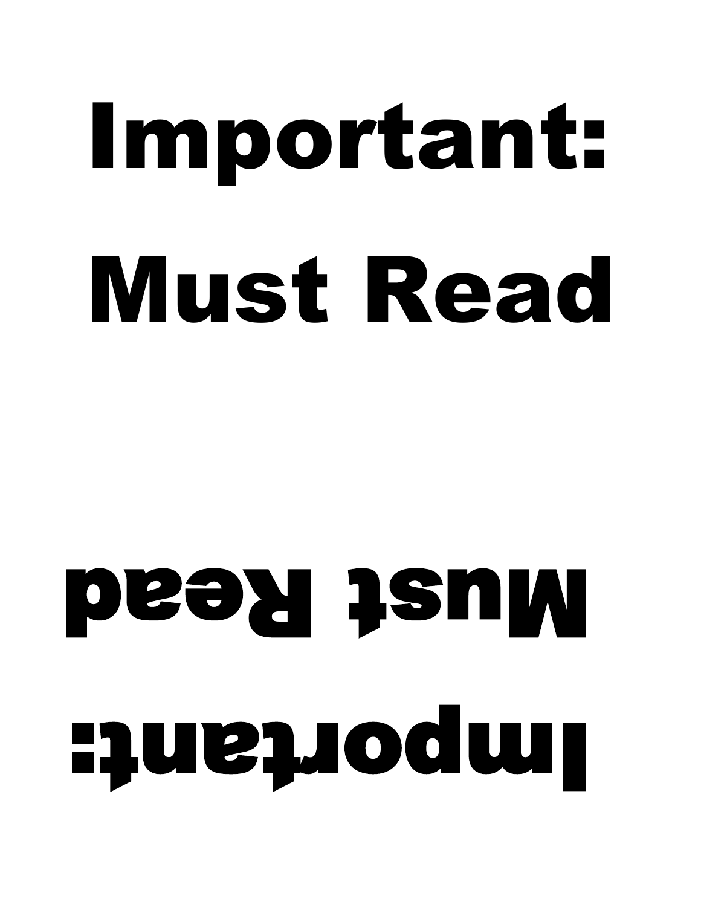# Important:

# Must Read

# Must Read

# Important: